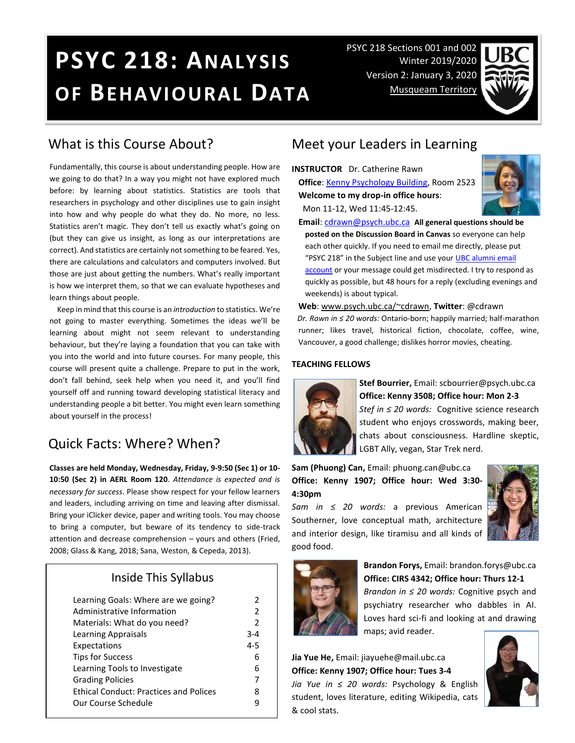# PSYC 218: Analysis of Behavioural Data

PSYC 218 Sections 001 and 002
Winter 2019/2020
Version 2: January 3, 2020
Musqueam Territory

## What is this Course About?

Fundamentally, this course is about understanding people. How are we going to do that? In a way you might not have explored much before: by learning about statistics. Statistics are tools that researchers in psychology and other disciplines use to gain insight into how and why people do what they do. No more, no less. Statistics aren't magic. They don't tell us exactly what's going on (but they can give us insight, as long as our interpretations are correct). And statistics are certainly not something to be feared. Yes, there are calculations and calculators and computers involved. But those are just about getting the numbers. What's really important is how we interpret them, so that we can evaluate hypotheses and learn things about people.

Keep in mind that this course is an *introduction* to statistics. We're not going to master everything. Sometimes the ideas we'll be learning about might not seem relevant to understanding behaviour, but they're laying a foundation that you can take with you into the world and into future courses. For many people, this course will present quite a challenge. Prepare to put in the work, don't fall behind, seek help when you need it, and you'll find yourself off and running toward developing statistical literacy and understanding people a bit better. You might even learn something about yourself in the process!

## Quick Facts: Where? When?

**Classes are held Monday, Wednesday, Friday, 9-9:50 (Sec 1) or 10-10:50 (Sec 2) in AERL Room 120**. *Attendance is expected and is necessary for success*. Please show respect for your fellow learners and leaders, including arriving on time and leaving after dismissal. Bring your iClicker device, paper and writing tools. You may choose to bring a computer, but beware of its tendency to side-track attention and decrease comprehension – yours and others (Fried, 2008; Glass & Kang, 2018; Sana, Weston, & Cepeda, 2013).

### Inside This Syllabus

| | |
|---|---|
| Learning Goals: Where are we going? | 2 |
| Administrative Information | 2 |
| Materials: What do you need? | 2 |
| Learning Appraisals | 3-4 |
| Expectations | 4-5 |
| Tips for Success | 6 |
| Learning Tools to Investigate | 6 |
| Grading Policies | 7 |
| Ethical Conduct: Practices and Polices | 8 |
| Our Course Schedule | 9 |

## Meet your Leaders in Learning

**INSTRUCTOR** Dr. Catherine Rawn

**Office**: Kenny Psychology Building, Room 2523

**Welcome to my drop-in office hours**:
Mon 11-12, Wed 11:45-12:45.

**Email**: cdrawn@psych.ubc.ca **All general questions should be posted on the Discussion Board in Canvas** so everyone can help each other quickly. If you need to email me directly, please put "PSYC 218" in the Subject line and use your UBC alumni email account or your message could get misdirected. I try to respond as quickly as possible, but 48 hours for a reply (excluding evenings and weekends) is about typical.

**Web**: www.psych.ubc.ca/~cdrawn, **Twitter**: @cdrawn

*Dr. Rawn in ≤ 20 words:* Ontario-born; happily married; half-marathon runner; likes travel, historical fiction, chocolate, coffee, wine, Vancouver, a good challenge; dislikes horror movies, cheating.

**TEACHING FELLOWS**

**Stef Bourrier,** Email: scbourrier@psych.ubc.ca
**Office: Kenny 3508; Office hour: Mon 2-3**
*Stef in ≤ 20 words:* Cognitive science research student who enjoys crosswords, making beer, chats about consciousness. Hardline skeptic, LGBT Ally, vegan, Star Trek nerd.

**Sam (Phuong) Can,** Email: phuong.can@ubc.ca
**Office: Kenny 1907; Office hour: Wed 3:30-4:30pm**
*Sam in ≤ 20 words:* a previous American Southerner, love conceptual math, architecture and interior design, like tiramisu and all kinds of good food.

**Brandon Forys,** Email: brandon.forys@ubc.ca
**Office: CIRS 4342; Office hour: Thurs 12-1**
*Brandon in ≤ 20 words:* Cognitive psych and psychiatry researcher who dabbles in AI. Loves hard sci-fi and looking at and drawing maps; avid reader.

**Jia Yue He,** Email: jiayuehe@mail.ubc.ca
**Office: Kenny 1907; Office hour: Tues 3-4**
*Jia Yue in ≤ 20 words:* Psychology & English student, loves literature, editing Wikipedia, cats & cool stats.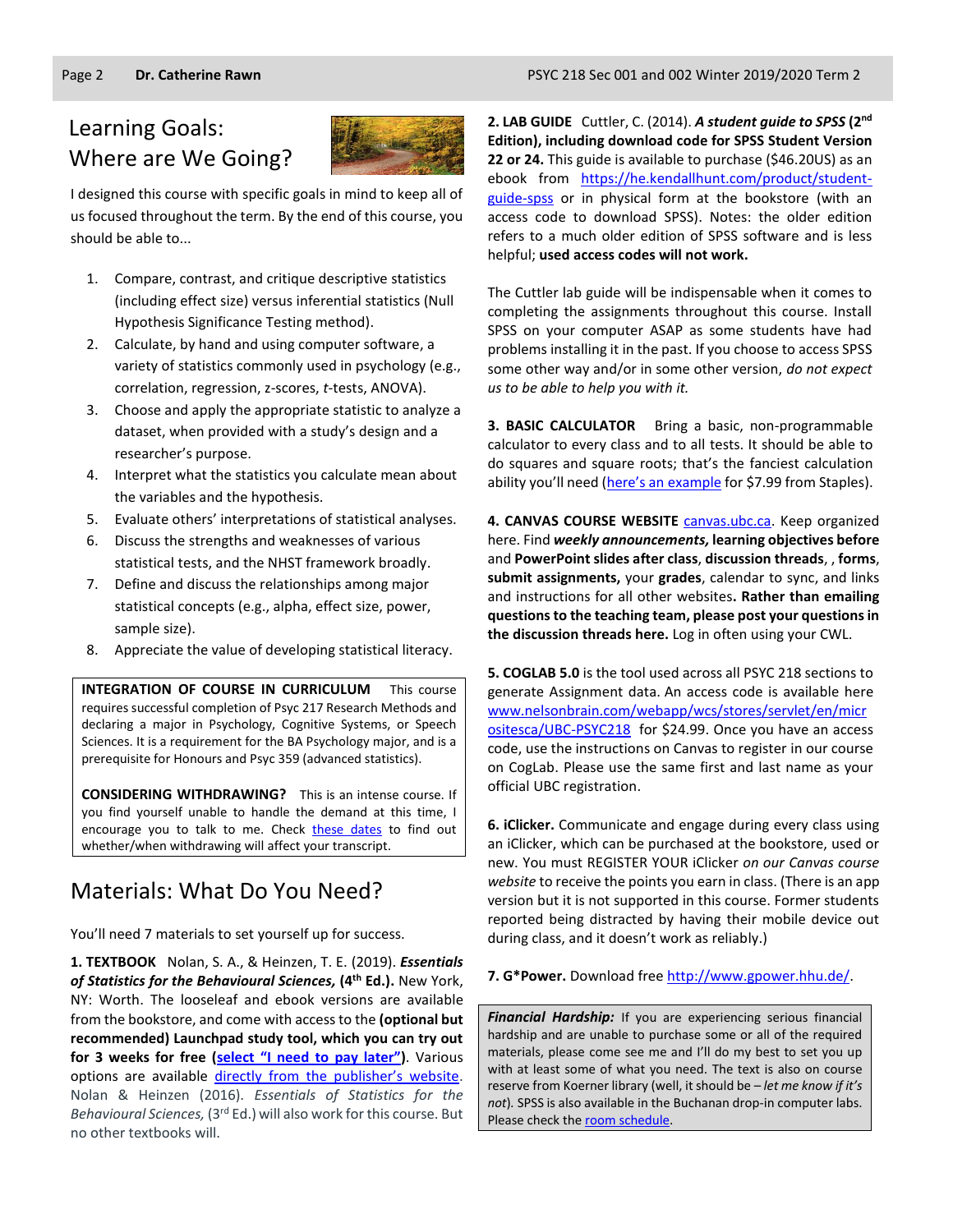## Learning Goals: Where are We Going?

I designed this course with specific goals in mind to keep all of us focused throughout the term. By the end of this course, you should be able to...

1. Compare, contrast, and critique descriptive statistics (including effect size) versus inferential statistics (Null Hypothesis Significance Testing method).
2. Calculate, by hand and using computer software, a variety of statistics commonly used in psychology (e.g., correlation, regression, z-scores, *t*-tests, ANOVA).
3. Choose and apply the appropriate statistic to analyze a dataset, when provided with a study's design and a researcher's purpose.
4. Interpret what the statistics you calculate mean about the variables and the hypothesis.
5. Evaluate others' interpretations of statistical analyses.
6. Discuss the strengths and weaknesses of various statistical tests, and the NHST framework broadly.
7. Define and discuss the relationships among major statistical concepts (e.g., alpha, effect size, power, sample size).
8. Appreciate the value of developing statistical literacy.

**INTEGRATION OF COURSE IN CURRICULUM** This course requires successful completion of Psyc 217 Research Methods and declaring a major in Psychology, Cognitive Systems, or Speech Sciences. It is a requirement for the BA Psychology major, and is a prerequisite for Honours and Psyc 359 (advanced statistics).

**CONSIDERING WITHDRAWING?** This is an intense course. If you find yourself unable to handle the demand at this time, I encourage you to talk to me. Check these dates to find out whether/when withdrawing will affect your transcript.

## Materials: What Do You Need?

You'll need 7 materials to set yourself up for success.

**1. TEXTBOOK** Nolan, S. A., & Heinzen, T. E. (2019). ***Essentials of Statistics for the Behavioural Sciences,* (4th Ed.).** New York, NY: Worth. The looseleaf and ebook versions are available from the bookstore, and come with access to the **(optional but recommended) Launchpad study tool, which you can try out for 3 weeks for free (select "I need to pay later")**. Various options are available directly from the publisher's website. Nolan & Heinzen (2016). *Essentials of Statistics for the Behavioural Sciences,* (3rd Ed.) will also work for this course. But no other textbooks will.

**2. LAB GUIDE** Cuttler, C. (2014). ***A student guide to SPSS* (2nd Edition), including download code for SPSS Student Version 22 or 24.** This guide is available to purchase ($46.20US) as an ebook from https://he.kendallhunt.com/product/student-guide-spss or in physical form at the bookstore (with an access code to download SPSS). Notes: the older edition refers to a much older edition of SPSS software and is less helpful; **used access codes will not work.**

The Cuttler lab guide will be indispensable when it comes to completing the assignments throughout this course. Install SPSS on your computer ASAP as some students have had problems installing it in the past. If you choose to access SPSS some other way and/or in some other version, *do not expect us to be able to help you with it.*

**3. BASIC CALCULATOR** Bring a basic, non-programmable calculator to every class and to all tests. It should be able to do squares and square roots; that's the fanciest calculation ability you'll need (here's an example for $7.99 from Staples).

**4. CANVAS COURSE WEBSITE** canvas.ubc.ca. Keep organized here. Find ***weekly announcements,*** **learning objectives before** and **PowerPoint slides after class**, **discussion threads**, , **forms**, **submit assignments,** your **grades**, calendar to sync, and links and instructions for all other websites**. Rather than emailing questions to the teaching team, please post your questions in the discussion threads here.** Log in often using your CWL.

**5. COGLAB 5.0** is the tool used across all PSYC 218 sections to generate Assignment data. An access code is available here www.nelsonbrain.com/webapp/wcs/stores/servlet/en/micrositesca/UBC-PSYC218 for $24.99. Once you have an access code, use the instructions on Canvas to register in our course on CogLab. Please use the same first and last name as your official UBC registration.

**6. iClicker.** Communicate and engage during every class using an iClicker, which can be purchased at the bookstore, used or new. You must REGISTER YOUR iClicker *on our Canvas course website* to receive the points you earn in class. (There is an app version but it is not supported in this course. Former students reported being distracted by having their mobile device out during class, and it doesn't work as reliably.)

**7. G*Power.** Download free http://www.gpower.hhu.de/.

***Financial Hardship:*** If you are experiencing serious financial hardship and are unable to purchase some or all of the required materials, please come see me and I'll do my best to set you up with at least some of what you need. The text is also on course reserve from Koerner library (well, it should be – *let me know if it's not*). SPSS is also available in the Buchanan drop-in computer labs. Please check the room schedule.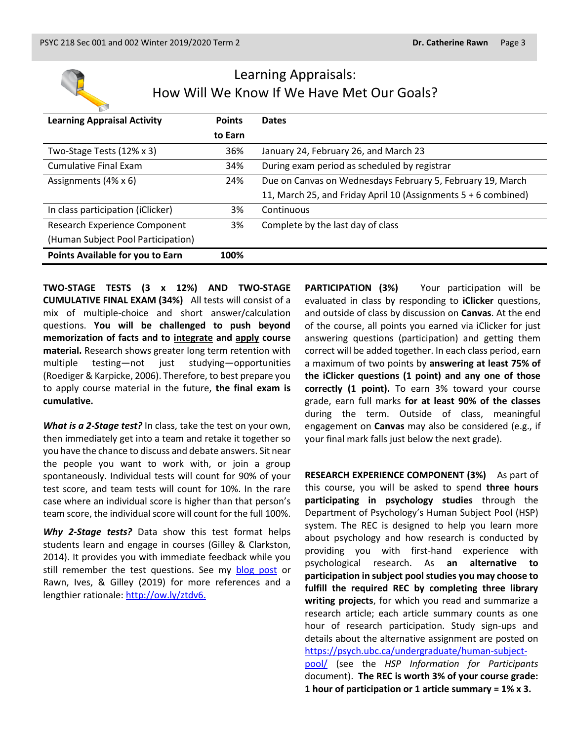# Learning Appraisals: How Will We Know If We Have Met Our Goals?

| Learning Appraisal Activity | Points to Earn | Dates |
|---|---|---|
| Two-Stage Tests (12% x 3) | 36% | January 24, February 26, and March 23 |
| Cumulative Final Exam | 34% | During exam period as scheduled by registrar |
| Assignments (4% x 6) | 24% | Due on Canvas on Wednesdays February 5, February 19, March 11, March 25, and Friday April 10 (Assignments 5 + 6 combined) |
| In class participation (iClicker) | 3% | Continuous |
| Research Experience Component (Human Subject Pool Participation) | 3% | Complete by the last day of class |
| **Points Available for you to Earn** | **100%** | |

**TWO-STAGE TESTS (3 x 12%) AND TWO-STAGE CUMULATIVE FINAL EXAM (34%)** All tests will consist of a mix of multiple-choice and short answer/calculation questions. **You will be challenged to push beyond memorization of facts and to integrate and apply course material.** Research shows greater long term retention with multiple testing—not just studying—opportunities (Roediger & Karpicke, 2006). Therefore, to best prepare you to apply course material in the future, **the final exam is cumulative.**

***What is a 2-Stage test?*** In class, take the test on your own, then immediately get into a team and retake it together so you have the chance to discuss and debate answers. Sit near the people you want to work with, or join a group spontaneously. Individual tests will count for 90% of your test score, and team tests will count for 10%. In the rare case where an individual score is higher than that person's team score, the individual score will count for the full 100%.

***Why 2-Stage tests?*** Data show this test format helps students learn and engage in courses (Gilley & Clarkston, 2014). It provides you with immediate feedback while you still remember the test questions. See my blog post or Rawn, Ives, & Gilley (2019) for more references and a lengthier rationale: http://ow.ly/ztdv6.

**PARTICIPATION (3%)** Your participation will be evaluated in class by responding to **iClicker** questions, and outside of class by discussion on **Canvas**. At the end of the course, all points you earned via iClicker for just answering questions (participation) and getting them correct will be added together. In each class period, earn a maximum of two points by **answering at least 75% of the iClicker questions (1 point) and any one of those correctly (1 point).** To earn 3% toward your course grade, earn full marks **for at least 90% of the classes** during the term. Outside of class, meaningful engagement on **Canvas** may also be considered (e.g., if your final mark falls just below the next grade).

**RESEARCH EXPERIENCE COMPONENT (3%)** As part of this course, you will be asked to spend **three hours participating in psychology studies** through the Department of Psychology's Human Subject Pool (HSP) system. The REC is designed to help you learn more about psychology and how research is conducted by providing you with first-hand experience with psychological research. As **an alternative to participation in subject pool studies you may choose to fulfill the required REC by completing three library writing projects**, for which you read and summarize a research article; each article summary counts as one hour of research participation. Study sign-ups and details about the alternative assignment are posted on https://psych.ubc.ca/undergraduate/human-subject-pool/ (see the *HSP Information for Participants* document). **The REC is worth 3% of your course grade: 1 hour of participation or 1 article summary = 1% x 3.**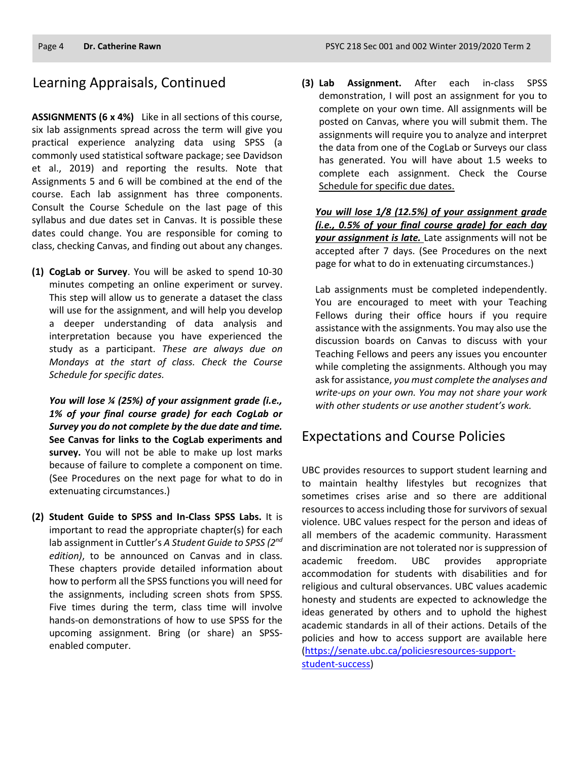## Learning Appraisals, Continued

**ASSIGNMENTS (6 x 4%)** Like in all sections of this course, six lab assignments spread across the term will give you practical experience analyzing data using SPSS (a commonly used statistical software package; see Davidson et al., 2019) and reporting the results. Note that Assignments 5 and 6 will be combined at the end of the course. Each lab assignment has three components. Consult the Course Schedule on the last page of this syllabus and due dates set in Canvas. It is possible these dates could change. You are responsible for coming to class, checking Canvas, and finding out about any changes.

**(1) CogLab or Survey**. You will be asked to spend 10-30 minutes competing an online experiment or survey. This step will allow us to generate a dataset the class will use for the assignment, and will help you develop a deeper understanding of data analysis and interpretation because you have experienced the study as a participant. *These are always due on Mondays at the start of class. Check the Course Schedule for specific dates.*

***You will lose ¼ (25%) of your assignment grade (i.e., 1% of your final course grade) for each CogLab or Survey you do not complete by the due date and time.*** **See Canvas for links to the CogLab experiments and survey.** You will not be able to make up lost marks because of failure to complete a component on time. (See Procedures on the next page for what to do in extenuating circumstances.)

**(2) Student Guide to SPSS and In-Class SPSS Labs.** It is important to read the appropriate chapter(s) for each lab assignment in Cuttler's *A Student Guide to SPSS (2nd edition)*, to be announced on Canvas and in class. These chapters provide detailed information about how to perform all the SPSS functions you will need for the assignments, including screen shots from SPSS. Five times during the term, class time will involve hands-on demonstrations of how to use SPSS for the upcoming assignment. Bring (or share) an SPSS-enabled computer.

**(3) Lab Assignment.** After each in-class SPSS demonstration, I will post an assignment for you to complete on your own time. All assignments will be posted on Canvas, where you will submit them. The assignments will require you to analyze and interpret the data from one of the CogLab or Surveys our class has generated. You will have about 1.5 weeks to complete each assignment. Check the Course Schedule for specific due dates.

***You will lose 1/8 (12.5%) of your assignment grade (i.e., 0.5% of your final course grade) for each day your assignment is late.*** Late assignments will not be accepted after 7 days. (See Procedures on the next page for what to do in extenuating circumstances.)

Lab assignments must be completed independently. You are encouraged to meet with your Teaching Fellows during their office hours if you require assistance with the assignments. You may also use the discussion boards on Canvas to discuss with your Teaching Fellows and peers any issues you encounter while completing the assignments. Although you may ask for assistance, *you must complete the analyses and write-ups on your own. You may not share your work with other students or use another student's work.*

## Expectations and Course Policies

UBC provides resources to support student learning and to maintain healthy lifestyles but recognizes that sometimes crises arise and so there are additional resources to access including those for survivors of sexual violence. UBC values respect for the person and ideas of all members of the academic community. Harassment and discrimination are not tolerated nor is suppression of academic freedom. UBC provides appropriate accommodation for students with disabilities and for religious and cultural observances. UBC values academic honesty and students are expected to acknowledge the ideas generated by others and to uphold the highest academic standards in all of their actions. Details of the policies and how to access support are available here (https://senate.ubc.ca/policiesresources-support-student-success)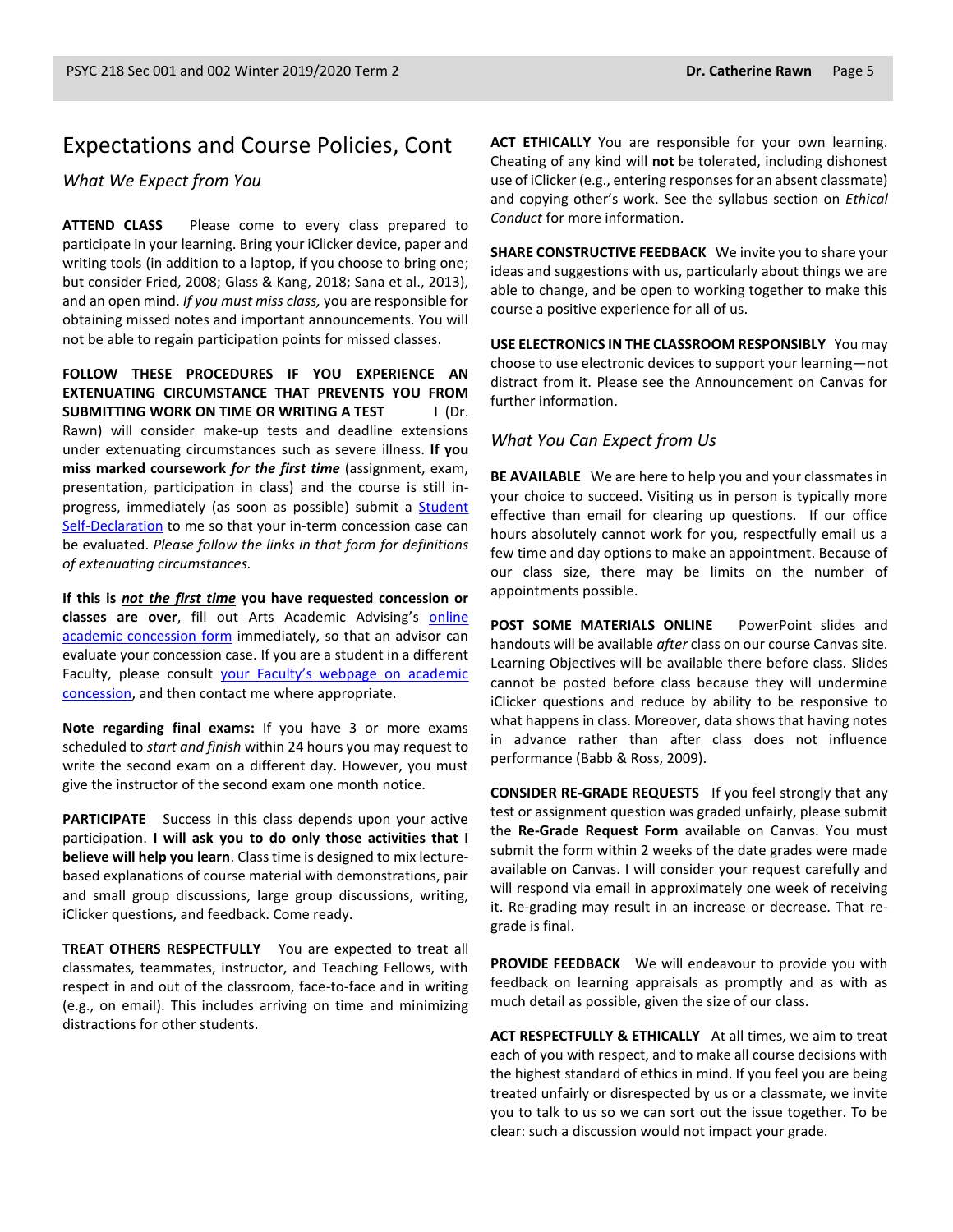## Expectations and Course Policies, Cont

### *What We Expect from You*

**ATTEND CLASS** Please come to every class prepared to participate in your learning. Bring your iClicker device, paper and writing tools (in addition to a laptop, if you choose to bring one; but consider Fried, 2008; Glass & Kang, 2018; Sana et al., 2013), and an open mind. *If you must miss class,* you are responsible for obtaining missed notes and important announcements. You will not be able to regain participation points for missed classes.

**FOLLOW THESE PROCEDURES IF YOU EXPERIENCE AN EXTENUATING CIRCUMSTANCE THAT PREVENTS YOU FROM SUBMITTING WORK ON TIME OR WRITING A TEST** I (Dr. Rawn) will consider make-up tests and deadline extensions under extenuating circumstances such as severe illness. **If you miss marked coursework *for the first time*** (assignment, exam, presentation, participation in class) and the course is still in-progress, immediately (as soon as possible) submit a Student Self-Declaration to me so that your in-term concession case can be evaluated. *Please follow the links in that form for definitions of extenuating circumstances.*

**If this is *not the first time* you have requested concession or classes are over**, fill out Arts Academic Advising's online academic concession form immediately, so that an advisor can evaluate your concession case. If you are a student in a different Faculty, please consult your Faculty's webpage on academic concession, and then contact me where appropriate.

**Note regarding final exams:** If you have 3 or more exams scheduled to *start and finish* within 24 hours you may request to write the second exam on a different day. However, you must give the instructor of the second exam one month notice.

**PARTICIPATE** Success in this class depends upon your active participation. **I will ask you to do only those activities that I believe will help you learn**. Class time is designed to mix lecture-based explanations of course material with demonstrations, pair and small group discussions, large group discussions, writing, iClicker questions, and feedback. Come ready.

**TREAT OTHERS RESPECTFULLY** You are expected to treat all classmates, teammates, instructor, and Teaching Fellows, with respect in and out of the classroom, face-to-face and in writing (e.g., on email). This includes arriving on time and minimizing distractions for other students.

**ACT ETHICALLY** You are responsible for your own learning. Cheating of any kind will **not** be tolerated, including dishonest use of iClicker (e.g., entering responses for an absent classmate) and copying other's work. See the syllabus section on *Ethical Conduct* for more information.

**SHARE CONSTRUCTIVE FEEDBACK** We invite you to share your ideas and suggestions with us, particularly about things we are able to change, and be open to working together to make this course a positive experience for all of us.

**USE ELECTRONICS IN THE CLASSROOM RESPONSIBLY** You may choose to use electronic devices to support your learning—not distract from it. Please see the Announcement on Canvas for further information.

### *What You Can Expect from Us*

**BE AVAILABLE** We are here to help you and your classmates in your choice to succeed. Visiting us in person is typically more effective than email for clearing up questions. If our office hours absolutely cannot work for you, respectfully email us a few time and day options to make an appointment. Because of our class size, there may be limits on the number of appointments possible.

**POST SOME MATERIALS ONLINE** PowerPoint slides and handouts will be available *after* class on our course Canvas site. Learning Objectives will be available there before class. Slides cannot be posted before class because they will undermine iClicker questions and reduce by ability to be responsive to what happens in class. Moreover, data shows that having notes in advance rather than after class does not influence performance (Babb & Ross, 2009).

**CONSIDER RE-GRADE REQUESTS** If you feel strongly that any test or assignment question was graded unfairly, please submit the **Re-Grade Request Form** available on Canvas. You must submit the form within 2 weeks of the date grades were made available on Canvas. I will consider your request carefully and will respond via email in approximately one week of receiving it. Re-grading may result in an increase or decrease. That re-grade is final.

**PROVIDE FEEDBACK** We will endeavour to provide you with feedback on learning appraisals as promptly and as with as much detail as possible, given the size of our class.

**ACT RESPECTFULLY & ETHICALLY** At all times, we aim to treat each of you with respect, and to make all course decisions with the highest standard of ethics in mind. If you feel you are being treated unfairly or disrespected by us or a classmate, we invite you to talk to us so we can sort out the issue together. To be clear: such a discussion would not impact your grade.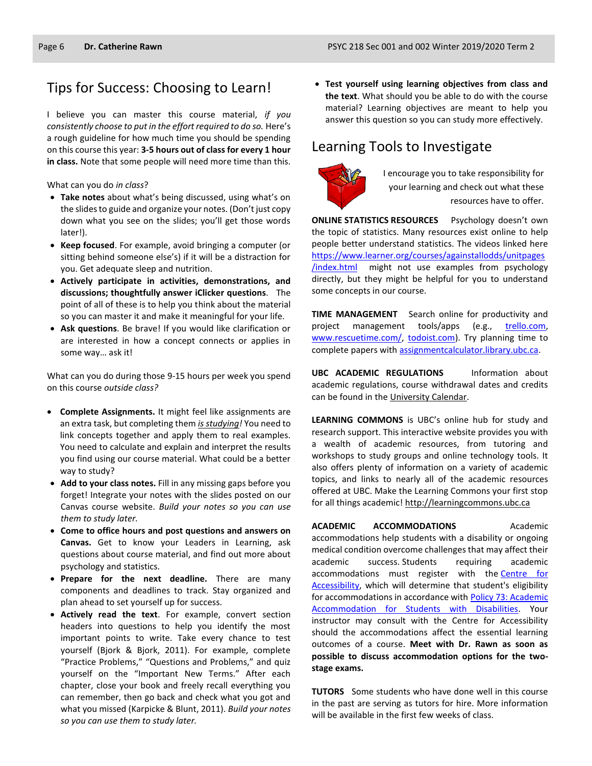## Tips for Success: Choosing to Learn!

I believe you can master this course material, *if you consistently choose to put in the effort required to do so.* Here's a rough guideline for how much time you should be spending on this course this year: **3-5 hours out of class for every 1 hour in class.** Note that some people will need more time than this.

What can you do *in class*?

- **Take notes** about what's being discussed, using what's on the slides to guide and organize your notes. (Don't just copy down what you see on the slides; you'll get those words later!).
- **Keep focused**. For example, avoid bringing a computer (or sitting behind someone else's) if it will be a distraction for you. Get adequate sleep and nutrition.
- **Actively participate in activities, demonstrations, and discussions; thoughtfully answer iClicker questions**. The point of all of these is to help you think about the material so you can master it and make it meaningful for your life.
- **Ask questions**. Be brave! If you would like clarification or are interested in how a concept connects or applies in some way… ask it!

What can you do during those 9-15 hours per week you spend on this course *outside class?*

- **Complete Assignments.** It might feel like assignments are an extra task, but completing them ***is studying****!* You need to link concepts together and apply them to real examples. You need to calculate and explain and interpret the results you find using our course material. What could be a better way to study?
- **Add to your class notes.** Fill in any missing gaps before you forget! Integrate your notes with the slides posted on our Canvas course website. *Build your notes so you can use them to study later.*
- **Come to office hours and post questions and answers on Canvas.** Get to know your Leaders in Learning, ask questions about course material, and find out more about psychology and statistics.
- **Prepare for the next deadline.** There are many components and deadlines to track. Stay organized and plan ahead to set yourself up for success.
- **Actively read the text**. For example, convert section headers into questions to help you identify the most important points to write. Take every chance to test yourself (Bjork & Bjork, 2011). For example, complete "Practice Problems," "Questions and Problems," and quiz yourself on the "Important New Terms." After each chapter, close your book and freely recall everything you can remember, then go back and check what you got and what you missed (Karpicke & Blunt, 2011). *Build your notes so you can use them to study later.*
- **Test yourself using learning objectives from class and the text**. What should you be able to do with the course material? Learning objectives are meant to help you answer this question so you can study more effectively.

## Learning Tools to Investigate

I encourage you to take responsibility for your learning and check out what these resources have to offer.

**ONLINE STATISTICS RESOURCES** Psychology doesn't own the topic of statistics. Many resources exist online to help people better understand statistics. The videos linked here https://www.learner.org/courses/againstallodds/unitpages/index.html might not use examples from psychology directly, but they might be helpful for you to understand some concepts in our course.

**TIME MANAGEMENT** Search online for productivity and project management tools/apps (e.g., trello.com, www.rescuetime.com/, todoist.com). Try planning time to complete papers with assignmentcalculator.library.ubc.ca.

**UBC ACADEMIC REGULATIONS** Information about academic regulations, course withdrawal dates and credits can be found in the University Calendar.

**LEARNING COMMONS** is UBC's online hub for study and research support. This interactive website provides you with a wealth of academic resources, from tutoring and workshops to study groups and online technology tools. It also offers plenty of information on a variety of academic topics, and links to nearly all of the academic resources offered at UBC. Make the Learning Commons your first stop for all things academic! http://learningcommons.ubc.ca

**ACADEMIC ACCOMMODATIONS** Academic accommodations help students with a disability or ongoing medical condition overcome challenges that may affect their academic success. Students requiring academic accommodations must register with the Centre for Accessibility, which will determine that student's eligibility for accommodations in accordance with Policy 73: Academic Accommodation for Students with Disabilities. Your instructor may consult with the Centre for Accessibility should the accommodations affect the essential learning outcomes of a course. **Meet with Dr. Rawn as soon as possible to discuss accommodation options for the two-stage exams.**

**TUTORS** Some students who have done well in this course in the past are serving as tutors for hire. More information will be available in the first few weeks of class.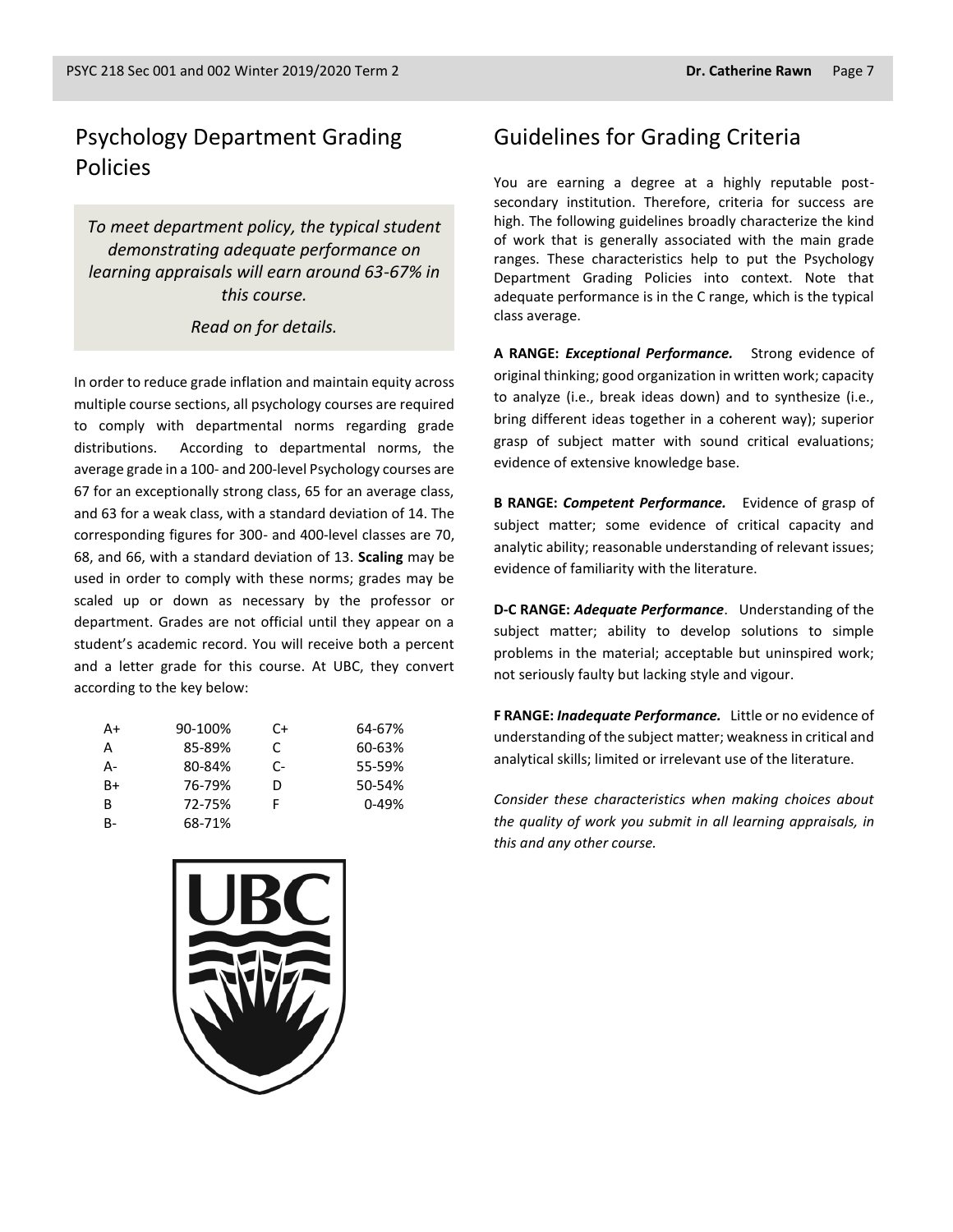## Psychology Department Grading Policies

*To meet department policy, the typical student demonstrating adequate performance on learning appraisals will earn around 63-67% in this course.*

*Read on for details.*

In order to reduce grade inflation and maintain equity across multiple course sections, all psychology courses are required to comply with departmental norms regarding grade distributions. According to departmental norms, the average grade in a 100- and 200-level Psychology courses are 67 for an exceptionally strong class, 65 for an average class, and 63 for a weak class, with a standard deviation of 14. The corresponding figures for 300- and 400-level classes are 70, 68, and 66, with a standard deviation of 13. **Scaling** may be used in order to comply with these norms; grades may be scaled up or down as necessary by the professor or department. Grades are not official until they appear on a student's academic record. You will receive both a percent and a letter grade for this course. At UBC, they convert according to the key below:

| | | | |
|---|---|---|---|
| A+ | 90-100% | C+ | 64-67% |
| A | 85-89% | C | 60-63% |
| A- | 80-84% | C- | 55-59% |
| B+ | 76-79% | D | 50-54% |
| B | 72-75% | F | 0-49% |
| B- | 68-71% | | |

## Guidelines for Grading Criteria

You are earning a degree at a highly reputable post-secondary institution. Therefore, criteria for success are high. The following guidelines broadly characterize the kind of work that is generally associated with the main grade ranges. These characteristics help to put the Psychology Department Grading Policies into context. Note that adequate performance is in the C range, which is the typical class average.

**A RANGE:** ***Exceptional Performance.*** Strong evidence of original thinking; good organization in written work; capacity to analyze (i.e., break ideas down) and to synthesize (i.e., bring different ideas together in a coherent way); superior grasp of subject matter with sound critical evaluations; evidence of extensive knowledge base.

**B RANGE:** ***Competent Performance.*** Evidence of grasp of subject matter; some evidence of critical capacity and analytic ability; reasonable understanding of relevant issues; evidence of familiarity with the literature.

**D-C RANGE:** ***Adequate Performance***. Understanding of the subject matter; ability to develop solutions to simple problems in the material; acceptable but uninspired work; not seriously faulty but lacking style and vigour.

**F RANGE:** ***Inadequate Performance.*** Little or no evidence of understanding of the subject matter; weakness in critical and analytical skills; limited or irrelevant use of the literature.

*Consider these characteristics when making choices about the quality of work you submit in all learning appraisals, in this and any other course.*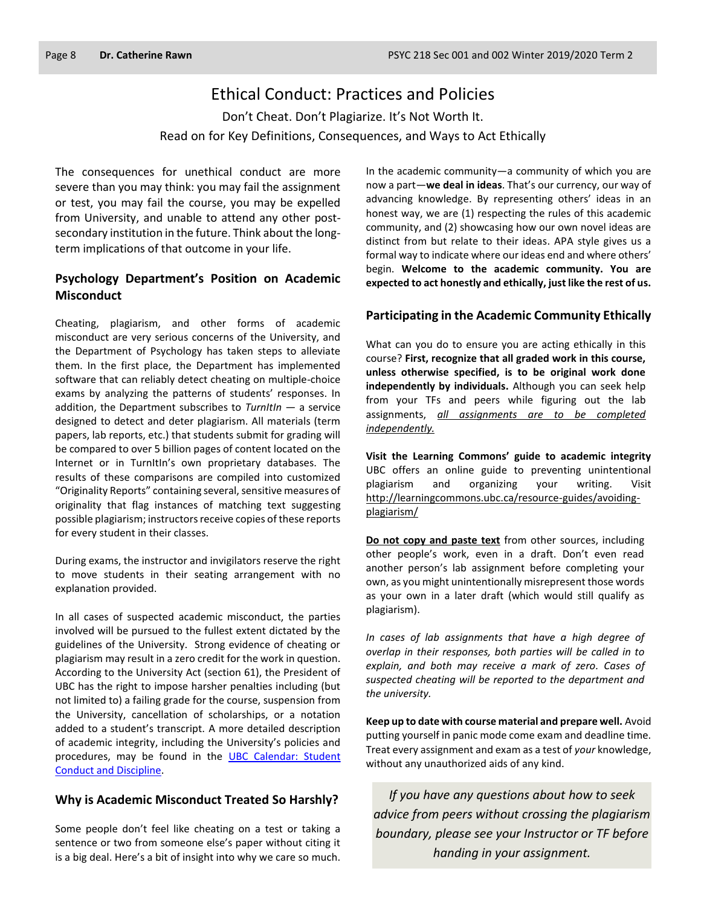# Ethical Conduct: Practices and Policies

Don't Cheat. Don't Plagiarize. It's Not Worth It.

Read on for Key Definitions, Consequences, and Ways to Act Ethically

The consequences for unethical conduct are more severe than you may think: you may fail the assignment or test, you may fail the course, you may be expelled from University, and unable to attend any other post-secondary institution in the future. Think about the long-term implications of that outcome in your life.

## Psychology Department's Position on Academic Misconduct

Cheating, plagiarism, and other forms of academic misconduct are very serious concerns of the University, and the Department of Psychology has taken steps to alleviate them. In the first place, the Department has implemented software that can reliably detect cheating on multiple-choice exams by analyzing the patterns of students' responses. In addition, the Department subscribes to *TurnItIn* — a service designed to detect and deter plagiarism. All materials (term papers, lab reports, etc.) that students submit for grading will be compared to over 5 billion pages of content located on the Internet or in TurnItIn's own proprietary databases. The results of these comparisons are compiled into customized "Originality Reports" containing several, sensitive measures of originality that flag instances of matching text suggesting possible plagiarism; instructors receive copies of these reports for every student in their classes.

During exams, the instructor and invigilators reserve the right to move students in their seating arrangement with no explanation provided.

In all cases of suspected academic misconduct, the parties involved will be pursued to the fullest extent dictated by the guidelines of the University. Strong evidence of cheating or plagiarism may result in a zero credit for the work in question. According to the University Act (section 61), the President of UBC has the right to impose harsher penalties including (but not limited to) a failing grade for the course, suspension from the University, cancellation of scholarships, or a notation added to a student's transcript. A more detailed description of academic integrity, including the University's policies and procedures, may be found in the UBC Calendar: Student Conduct and Discipline.

## Why is Academic Misconduct Treated So Harshly?

Some people don't feel like cheating on a test or taking a sentence or two from someone else's paper without citing it is a big deal. Here's a bit of insight into why we care so much.

In the academic community—a community of which you are now a part—**we deal in ideas**. That's our currency, our way of advancing knowledge. By representing others' ideas in an honest way, we are (1) respecting the rules of this academic community, and (2) showcasing how our own novel ideas are distinct from but relate to their ideas. APA style gives us a formal way to indicate where our ideas end and where others' begin. **Welcome to the academic community. You are expected to act honestly and ethically, just like the rest of us.**

## Participating in the Academic Community Ethically

What can you do to ensure you are acting ethically in this course? **First, recognize that all graded work in this course, unless otherwise specified, is to be original work done independently by individuals.** Although you can seek help from your TFs and peers while figuring out the lab assignments, *all assignments are to be completed independently.*

**Visit the Learning Commons' guide to academic integrity** UBC offers an online guide to preventing unintentional plagiarism and organizing your writing. Visit http://learningcommons.ubc.ca/resource-guides/avoiding-plagiarism/

**Do not copy and paste text** from other sources, including other people's work, even in a draft. Don't even read another person's lab assignment before completing your own, as you might unintentionally misrepresent those words as your own in a later draft (which would still qualify as plagiarism).

*In cases of lab assignments that have a high degree of overlap in their responses, both parties will be called in to explain, and both may receive a mark of zero. Cases of suspected cheating will be reported to the department and the university.*

**Keep up to date with course material and prepare well.** Avoid putting yourself in panic mode come exam and deadline time. Treat every assignment and exam as a test of *your* knowledge, without any unauthorized aids of any kind.

*If you have any questions about how to seek advice from peers without crossing the plagiarism boundary, please see your Instructor or TF before handing in your assignment.*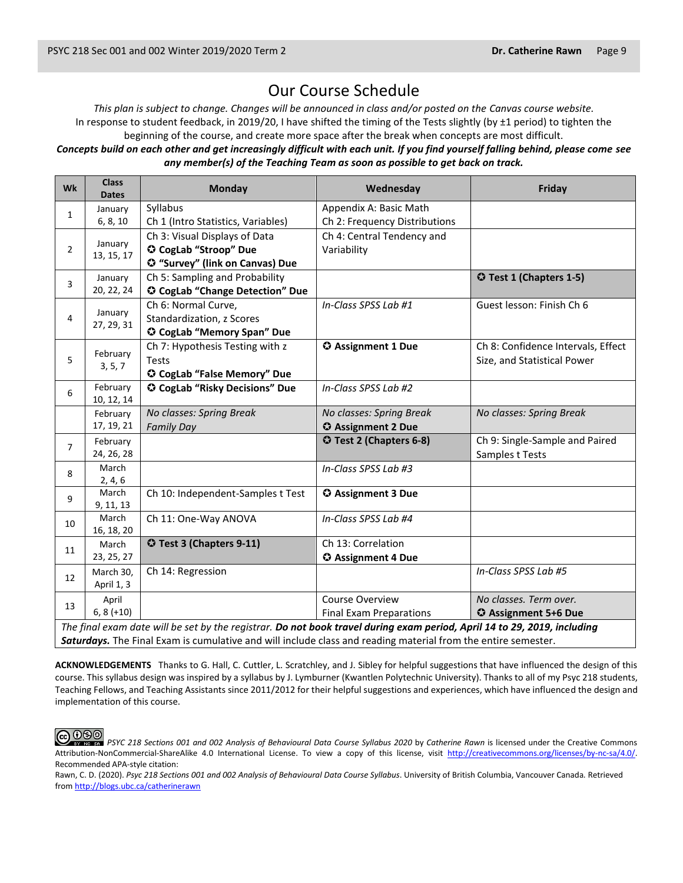# Our Course Schedule

*This plan is subject to change. Changes will be announced in class and/or posted on the Canvas course website.*
In response to student feedback, in 2019/20, I have shifted the timing of the Tests slightly (by ±1 period) to tighten the beginning of the course, and create more space after the break when concepts are most difficult.
***Concepts build on each other and get increasingly difficult with each unit. If you find yourself falling behind, please come see any member(s) of the Teaching Team as soon as possible to get back on track.***

| Wk | Class Dates | Monday | Wednesday | Friday |
|---|---|---|---|---|
| 1 | January 6, 8, 10 | Syllabus<br>Ch 1 (Intro Statistics, Variables) | Appendix A: Basic Math<br>Ch 2: Frequency Distributions | |
| 2 | January 13, 15, 17 | Ch 3: Visual Displays of Data<br>✪ **CogLab "Stroop" Due**<br>✪ **"Survey" (link on Canvas) Due** | Ch 4: Central Tendency and Variability | |
| 3 | January 20, 22, 24 | Ch 5: Sampling and Probability<br>✪ **CogLab "Change Detection" Due** | | ✪ **Test 1 (Chapters 1-5)** |
| 4 | January 27, 29, 31 | Ch 6: Normal Curve, Standardization, z Scores<br>✪ **CogLab "Memory Span" Due** | *In-Class SPSS Lab #1* | Guest lesson: Finish Ch 6 |
| 5 | February 3, 5, 7 | Ch 7: Hypothesis Testing with z Tests<br>✪ **CogLab "False Memory" Due** | ✪ **Assignment 1 Due** | Ch 8: Confidence Intervals, Effect Size, and Statistical Power |
| 6 | February 10, 12, 14 | ✪ **CogLab "Risky Decisions" Due** | *In-Class SPSS Lab #2* | |
| | February 17, 19, 21 | *No classes: Spring Break*<br>*Family Day* | *No classes: Spring Break*<br>✪ **Assignment 2 Due** | *No classes: Spring Break* |
| 7 | February 24, 26, 28 | | ✪ **Test 2 (Chapters 6-8)** | Ch 9: Single-Sample and Paired Samples t Tests |
| 8 | March 2, 4, 6 | | *In-Class SPSS Lab #3* | |
| 9 | March 9, 11, 13 | Ch 10: Independent-Samples t Test | ✪ **Assignment 3 Due** | |
| 10 | March 16, 18, 20 | Ch 11: One-Way ANOVA | *In-Class SPSS Lab #4* | |
| 11 | March 23, 25, 27 | ✪ **Test 3 (Chapters 9-11)** | Ch 13: Correlation<br>✪ **Assignment 4 Due** | |
| 12 | March 30, April 1, 3 | Ch 14: Regression | | *In-Class SPSS Lab #5* |
| 13 | April 6, 8 (+10) | | Course Overview<br>Final Exam Preparations | *No classes. Term over.*<br>✪ **Assignment 5+6 Due** |

*The final exam date will be set by the registrar.* ***Do not book travel during exam period, April 14 to 29, 2019, including Saturdays.*** The Final Exam is cumulative and will include class and reading material from the entire semester.

**ACKNOWLEDGEMENTS** Thanks to G. Hall, C. Cuttler, L. Scratchley, and J. Sibley for helpful suggestions that have influenced the design of this course. This syllabus design was inspired by a syllabus by J. Lymburner (Kwantlen Polytechnic University). Thanks to all of my Psyc 218 students, Teaching Fellows, and Teaching Assistants since 2011/2012 for their helpful suggestions and experiences, which have influenced the design and implementation of this course.

*PSYC 218 Sections 001 and 002 Analysis of Behavioural Data Course Syllabus 2020* by *Catherine Rawn* is licensed under the Creative Commons Attribution-NonCommercial-ShareAlike 4.0 International License. To view a copy of this license, visit http://creativecommons.org/licenses/by-nc-sa/4.0/. Recommended APA-style citation:
Rawn, C. D. (2020). *Psyc 218 Sections 001 and 002 Analysis of Behavioural Data Course Syllabus*. University of British Columbia, Vancouver Canada. Retrieved from http://blogs.ubc.ca/catherinerawn